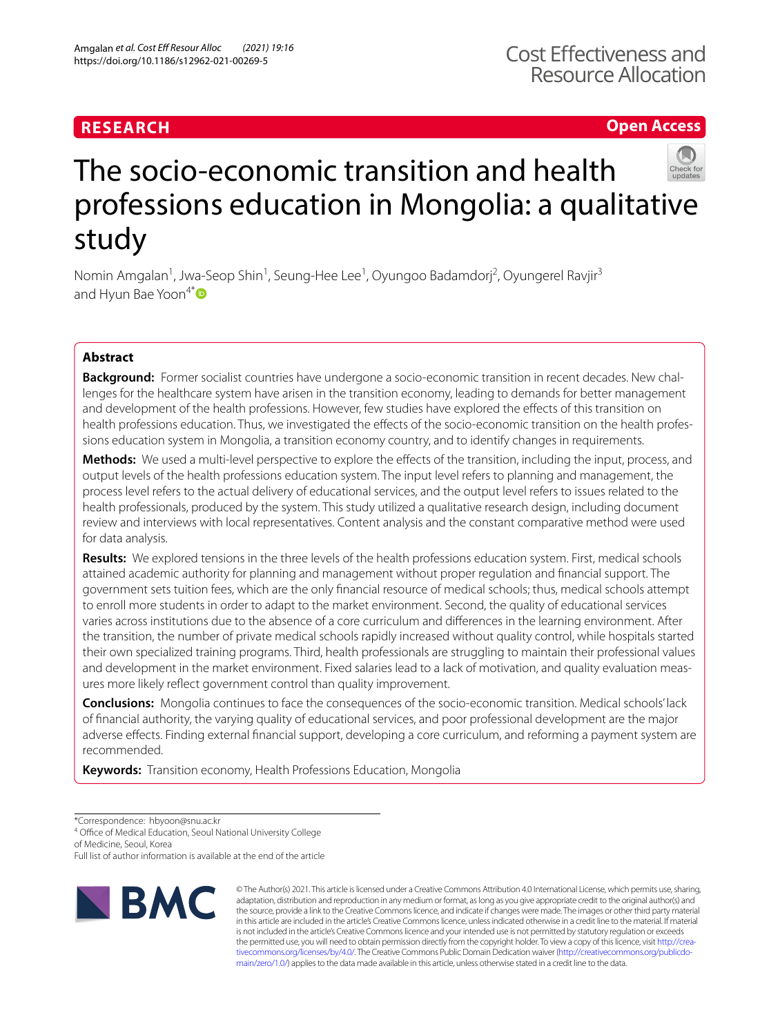RESEARCH

Open Access

# The socio-economic transition and health professions education in Mongolia: a qualitative study

Nomin Amgalan[1], Jwa-Seop Shin[1], Seung-Hee Lee[1], Oyungoo Badamdorj[2], Oyungerel Ravjir[3] and Hyun Bae Yoon[4*]

## Abstract

**Background:** Former socialist countries have undergone a socio-economic transition in recent decades. New challenges for the healthcare system have arisen in the transition economy, leading to demands for better management and development of the health professions. However, few studies have explored the effects of this transition on health professions education. Thus, we investigated the effects of the socio-economic transition on the health professions education system in Mongolia, a transition economy country, and to identify changes in requirements.

**Methods:** We used a multi-level perspective to explore the effects of the transition, including the input, process, and output levels of the health professions education system. The input level refers to planning and management, the process level refers to the actual delivery of educational services, and the output level refers to issues related to the health professionals, produced by the system. This study utilized a qualitative research design, including document review and interviews with local representatives. Content analysis and the constant comparative method were used for data analysis.

**Results:** We explored tensions in the three levels of the health professions education system. First, medical schools attained academic authority for planning and management without proper regulation and financial support. The government sets tuition fees, which are the only financial resource of medical schools; thus, medical schools attempt to enroll more students in order to adapt to the market environment. Second, the quality of educational services varies across institutions due to the absence of a core curriculum and differences in the learning environment. After the transition, the number of private medical schools rapidly increased without quality control, while hospitals started their own specialized training programs. Third, health professionals are struggling to maintain their professional values and development in the market environment. Fixed salaries lead to a lack of motivation, and quality evaluation measures more likely reflect government control than quality improvement.

**Conclusions:** Mongolia continues to face the consequences of the socio-economic transition. Medical schools' lack of financial authority, the varying quality of educational services, and poor professional development are the major adverse effects. Finding external financial support, developing a core curriculum, and reforming a payment system are recommended.

**Keywords:** Transition economy, Health Professions Education, Mongolia

*Correspondence: hbyoon@snu.ac.kr
[4] Office of Medical Education, Seoul National University College of Medicine, Seoul, Korea
Full list of author information is available at the end of the article

© The Author(s) 2021. This article is licensed under a Creative Commons Attribution 4.0 International License, which permits use, sharing, adaptation, distribution and reproduction in any medium or format, as long as you give appropriate credit to the original author(s) and the source, provide a link to the Creative Commons licence, and indicate if changes were made. The images or other third party material in this article are included in the article's Creative Commons licence, unless indicated otherwise in a credit line to the material. If material is not included in the article's Creative Commons licence and your intended use is not permitted by statutory regulation or exceeds the permitted use, you will need to obtain permission directly from the copyright holder. To view a copy of this licence, visit http://creativecommons.org/licenses/by/4.0/. The Creative Commons Public Domain Dedication waiver (http://creativecommons.org/publicdomain/zero/1.0/) applies to the data made available in this article, unless otherwise stated in a credit line to the data.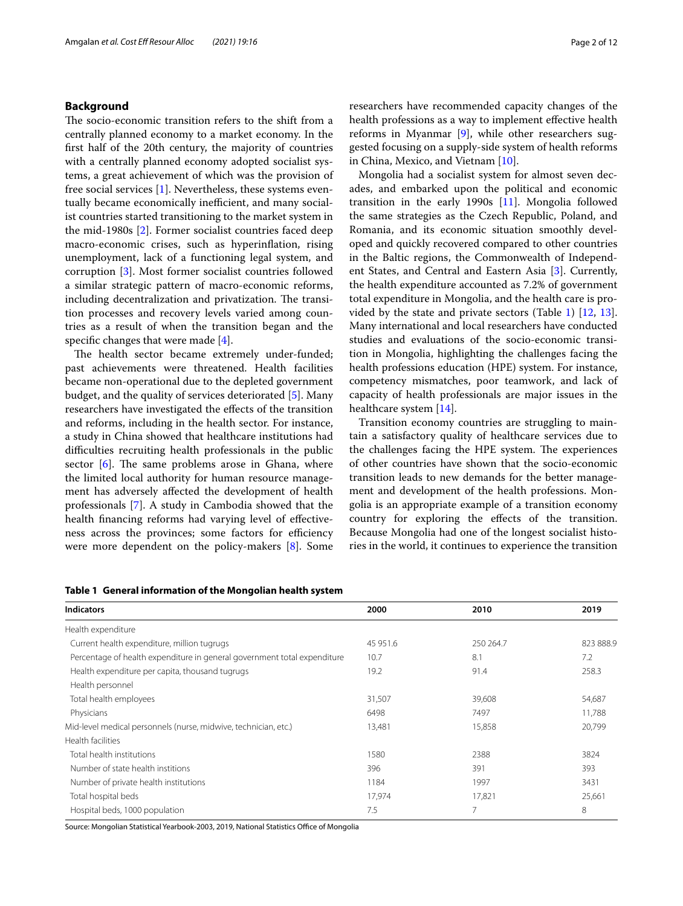## Background

The socio-economic transition refers to the shift from a centrally planned economy to a market economy. In the first half of the 20th century, the majority of countries with a centrally planned economy adopted socialist systems, a great achievement of which was the provision of free social services [1]. Nevertheless, these systems eventually became economically inefficient, and many socialist countries started transitioning to the market system in the mid-1980s [2]. Former socialist countries faced deep macro-economic crises, such as hyperinflation, rising unemployment, lack of a functioning legal system, and corruption [3]. Most former socialist countries followed a similar strategic pattern of macro-economic reforms, including decentralization and privatization. The transition processes and recovery levels varied among countries as a result of when the transition began and the specific changes that were made [4].

The health sector became extremely under-funded; past achievements were threatened. Health facilities became non-operational due to the depleted government budget, and the quality of services deteriorated [5]. Many researchers have investigated the effects of the transition and reforms, including in the health sector. For instance, a study in China showed that healthcare institutions had difficulties recruiting health professionals in the public sector [6]. The same problems arose in Ghana, where the limited local authority for human resource management has adversely affected the development of health professionals [7]. A study in Cambodia showed that the health financing reforms had varying level of effectiveness across the provinces; some factors for efficiency were more dependent on the policy-makers [8]. Some researchers have recommended capacity changes of the health professions as a way to implement effective health reforms in Myanmar [9], while other researchers suggested focusing on a supply-side system of health reforms in China, Mexico, and Vietnam [10].

Mongolia had a socialist system for almost seven decades, and embarked upon the political and economic transition in the early 1990s [11]. Mongolia followed the same strategies as the Czech Republic, Poland, and Romania, and its economic situation smoothly developed and quickly recovered compared to other countries in the Baltic regions, the Commonwealth of Independent States, and Central and Eastern Asia [3]. Currently, the health expenditure accounted as 7.2% of government total expenditure in Mongolia, and the health care is provided by the state and private sectors (Table 1) [12, 13]. Many international and local researchers have conducted studies and evaluations of the socio-economic transition in Mongolia, highlighting the challenges facing the health professions education (HPE) system. For instance, competency mismatches, poor teamwork, and lack of capacity of health professionals are major issues in the healthcare system [14].

Transition economy countries are struggling to maintain a satisfactory quality of healthcare services due to the challenges facing the HPE system. The experiences of other countries have shown that the socio-economic transition leads to new demands for the better management and development of the health professions. Mongolia is an appropriate example of a transition economy country for exploring the effects of the transition. Because Mongolia had one of the longest socialist histories in the world, it continues to experience the transition

**Table 1 General information of the Mongolian health system**

| Indicators | 2000 | 2010 | 2019 |
|---|---|---|---|
| Health expenditure | | | |
| Current health expenditure, million tugrugs | 45 951.6 | 250 264.7 | 823 888.9 |
| Percentage of health expenditure in general government total expenditure | 10.7 | 8.1 | 7.2 |
| Health expenditure per capita, thousand tugrugs | 19.2 | 91.4 | 258.3 |
| Health personnel | | | |
| Total health employees | 31,507 | 39,608 | 54,687 |
| Physicians | 6498 | 7497 | 11,788 |
| Mid-level medical personnels (nurse, midwive, technician, etc.) | 13,481 | 15,858 | 20,799 |
| Health facilities | | | |
| Total health institutions | 1580 | 2388 | 3824 |
| Number of state health institions | 396 | 391 | 393 |
| Number of private health institutions | 1184 | 1997 | 3431 |
| Total hospital beds | 17,974 | 17,821 | 25,661 |
| Hospital beds, 1000 population | 7.5 | 7 | 8 |

Source: Mongolian Statistical Yearbook-2003, 2019, National Statistics Office of Mongolia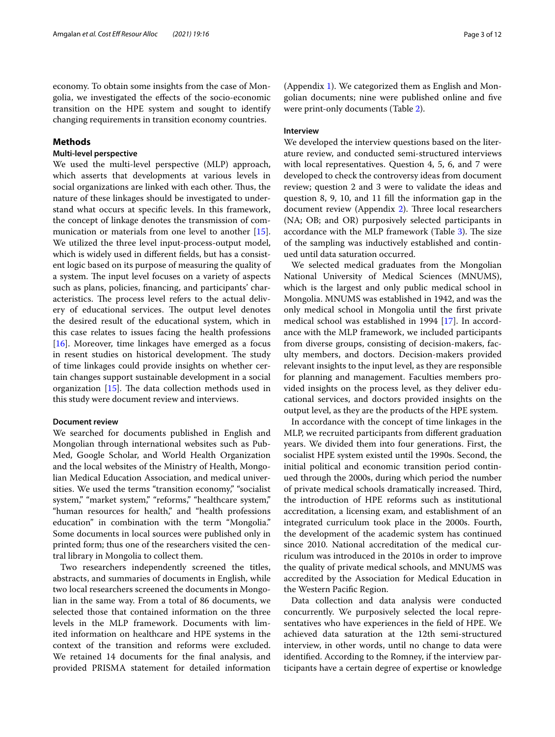economy. To obtain some insights from the case of Mongolia, we investigated the effects of the socio-economic transition on the HPE system and sought to identify changing requirements in transition economy countries.

## Methods

### Multi-level perspective

We used the multi-level perspective (MLP) approach, which asserts that developments at various levels in social organizations are linked with each other. Thus, the nature of these linkages should be investigated to understand what occurs at specific levels. In this framework, the concept of linkage denotes the transmission of communication or materials from one level to another [15]. We utilized the three level input-process-output model, which is widely used in different fields, but has a consistent logic based on its purpose of measuring the quality of a system. The input level focuses on a variety of aspects such as plans, policies, financing, and participants' characteristics. The process level refers to the actual delivery of educational services. The output level denotes the desired result of the educational system, which in this case relates to issues facing the health professions [16]. Moreover, time linkages have emerged as a focus in resent studies on historical development. The study of time linkages could provide insights on whether certain changes support sustainable development in a social organization [15]. The data collection methods used in this study were document review and interviews.

### Document review

We searched for documents published in English and Mongolian through international websites such as PubMed, Google Scholar, and World Health Organization and the local websites of the Ministry of Health, Mongolian Medical Education Association, and medical universities. We used the terms "transition economy," "socialist system," "market system," "reforms," "healthcare system," "human resources for health," and "health professions education" in combination with the term "Mongolia." Some documents in local sources were published only in printed form; thus one of the researchers visited the central library in Mongolia to collect them.

Two researchers independently screened the titles, abstracts, and summaries of documents in English, while two local researchers screened the documents in Mongolian in the same way. From a total of 86 documents, we selected those that contained information on the three levels in the MLP framework. Documents with limited information on healthcare and HPE systems in the context of the transition and reforms were excluded. We retained 14 documents for the final analysis, and provided PRISMA statement for detailed information (Appendix 1). We categorized them as English and Mongolian documents; nine were published online and five were print-only documents (Table 2).

### Interview

We developed the interview questions based on the literature review, and conducted semi-structured interviews with local representatives. Question 4, 5, 6, and 7 were developed to check the controversy ideas from document review; question 2 and 3 were to validate the ideas and question 8, 9, 10, and 11 fill the information gap in the document review (Appendix 2). Three local researchers (NA; OB; and OR) purposively selected participants in accordance with the MLP framework (Table 3). The size of the sampling was inductively established and continued until data saturation occurred.

We selected medical graduates from the Mongolian National University of Medical Sciences (MNUMS), which is the largest and only public medical school in Mongolia. MNUMS was established in 1942, and was the only medical school in Mongolia until the first private medical school was established in 1994 [17]. In accordance with the MLP framework, we included participants from diverse groups, consisting of decision-makers, faculty members, and doctors. Decision-makers provided relevant insights to the input level, as they are responsible for planning and management. Faculties members provided insights on the process level, as they deliver educational services, and doctors provided insights on the output level, as they are the products of the HPE system.

In accordance with the concept of time linkages in the MLP, we recruited participants from different graduation years. We divided them into four generations. First, the socialist HPE system existed until the 1990s. Second, the initial political and economic transition period continued through the 2000s, during which period the number of private medical schools dramatically increased. Third, the introduction of HPE reforms such as institutional accreditation, a licensing exam, and establishment of an integrated curriculum took place in the 2000s. Fourth, the development of the academic system has continued since 2010. National accreditation of the medical curriculum was introduced in the 2010s in order to improve the quality of private medical schools, and MNUMS was accredited by the Association for Medical Education in the Western Pacific Region.

Data collection and data analysis were conducted concurrently. We purposively selected the local representatives who have experiences in the field of HPE. We achieved data saturation at the 12th semi-structured interview, in other words, until no change to data were identified. According to the Romney, if the interview participants have a certain degree of expertise or knowledge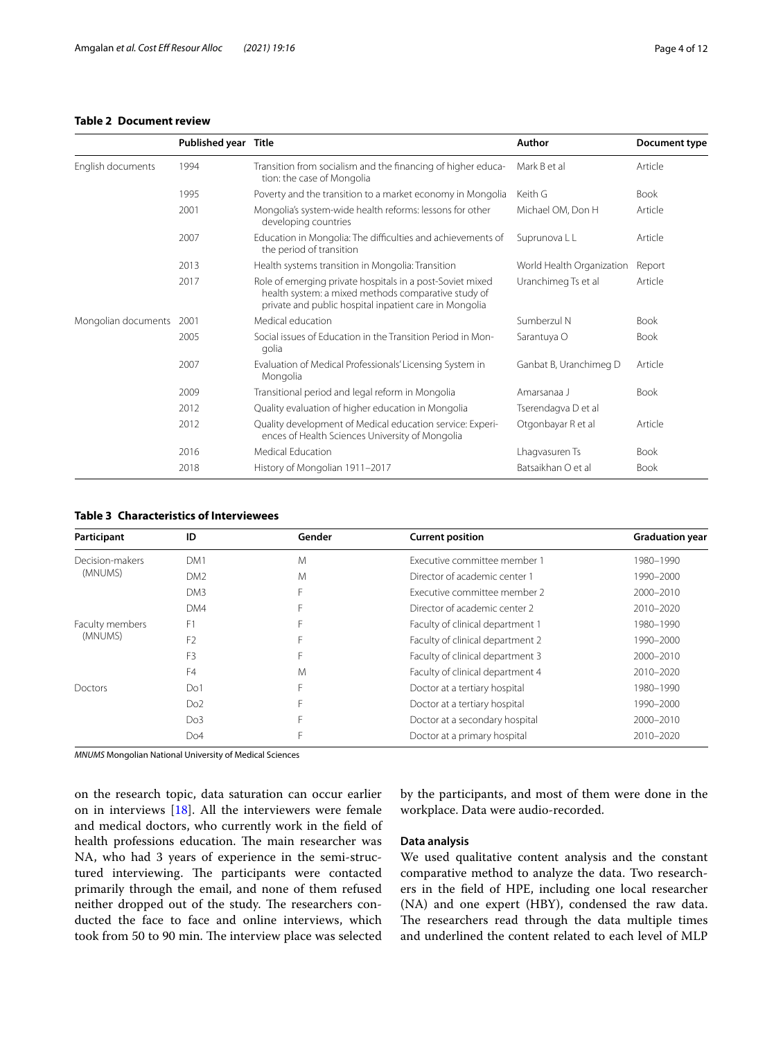**Table 2 Document review**

| | Published year | Title | Author | Document type |
|---|---|---|---|---|
| English documents | 1994 | Transition from socialism and the financing of higher education: the case of Mongolia | Mark B et al | Article |
| | 1995 | Poverty and the transition to a market economy in Mongolia | Keith G | Book |
| | 2001 | Mongolia's system-wide health reforms: lessons for other developing countries | Michael OM, Don H | Article |
| | 2007 | Education in Mongolia: The difficulties and achievements of the period of transition | Suprunova L L | Article |
| | 2013 | Health systems transition in Mongolia: Transition | World Health Organization | Report |
| | 2017 | Role of emerging private hospitals in a post-Soviet mixed health system: a mixed methods comparative study of private and public hospital inpatient care in Mongolia | Uranchimeg Ts et al | Article |
| Mongolian documents | 2001 | Medical education | Sumberzul N | Book |
| | 2005 | Social issues of Education in the Transition Period in Mongolia | Sarantuya O | Book |
| | 2007 | Evaluation of Medical Professionals' Licensing System in Mongolia | Ganbat B, Uranchimeg D | Article |
| | 2009 | Transitional period and legal reform in Mongolia | Amarsanaa J | Book |
| | 2012 | Quality evaluation of higher education in Mongolia | Tserendagva D et al | |
| | 2012 | Quality development of Medical education service: Experiences of Health Sciences University of Mongolia | Otgonbayar R et al | Article |
| | 2016 | Medical Education | Lhagvasuren Ts | Book |
| | 2018 | History of Mongolian 1911–2017 | Batsaikhan O et al | Book |

**Table 3 Characteristics of Interviewees**

| Participant | ID | Gender | Current position | Graduation year |
|---|---|---|---|---|
| Decision-makers (MNUMS) | DM1 | M | Executive committee member 1 | 1980–1990 |
| | DM2 | M | Director of academic center 1 | 1990–2000 |
| | DM3 | F | Executive committee member 2 | 2000–2010 |
| | DM4 | F | Director of academic center 2 | 2010–2020 |
| Faculty members (MNUMS) | F1 | F | Faculty of clinical department 1 | 1980–1990 |
| | F2 | F | Faculty of clinical department 2 | 1990–2000 |
| | F3 | F | Faculty of clinical department 3 | 2000–2010 |
| | F4 | M | Faculty of clinical department 4 | 2010–2020 |
| Doctors | Do1 | F | Doctor at a tertiary hospital | 1980–1990 |
| | Do2 | F | Doctor at a tertiary hospital | 1990–2000 |
| | Do3 | F | Doctor at a secondary hospital | 2000–2010 |
| | Do4 | F | Doctor at a primary hospital | 2010–2020 |

*MNUMS* Mongolian National University of Medical Sciences

on the research topic, data saturation can occur earlier on in interviews [18]. All the interviewers were female and medical doctors, who currently work in the field of health professions education. The main researcher was NA, who had 3 years of experience in the semi-structured interviewing. The participants were contacted primarily through the email, and none of them refused neither dropped out of the study. The researchers conducted the face to face and online interviews, which took from 50 to 90 min. The interview place was selected by the participants, and most of them were done in the workplace. Data were audio-recorded.

### Data analysis

We used qualitative content analysis and the constant comparative method to analyze the data. Two researchers in the field of HPE, including one local researcher (NA) and one expert (HBY), condensed the raw data. The researchers read through the data multiple times and underlined the content related to each level of MLP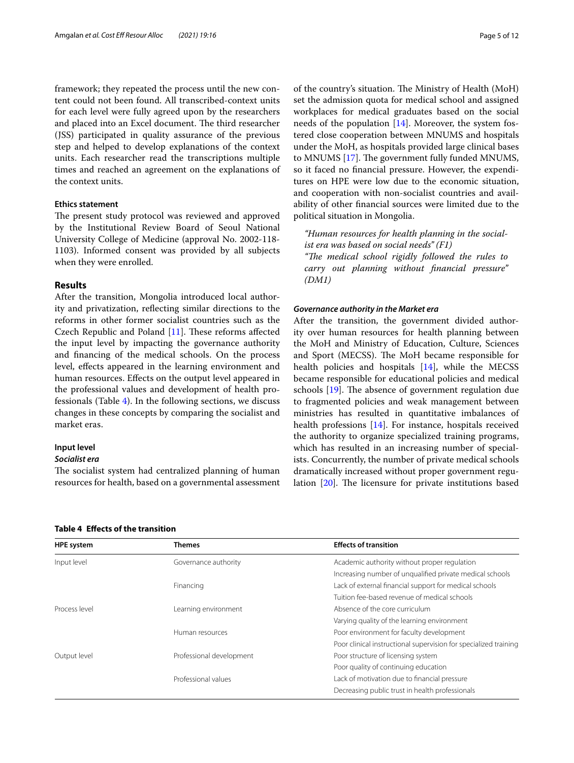framework; they repeated the process until the new content could not been found. All transcribed-context units for each level were fully agreed upon by the researchers and placed into an Excel document. The third researcher (JSS) participated in quality assurance of the previous step and helped to develop explanations of the context units. Each researcher read the transcriptions multiple times and reached an agreement on the explanations of the context units.

### Ethics statement

The present study protocol was reviewed and approved by the Institutional Review Board of Seoul National University College of Medicine (approval No. 2002-118-1103). Informed consent was provided by all subjects when they were enrolled.

## Results

After the transition, Mongolia introduced local authority and privatization, reflecting similar directions to the reforms in other former socialist countries such as the Czech Republic and Poland [11]. These reforms affected the input level by impacting the governance authority and financing of the medical schools. On the process level, effects appeared in the learning environment and human resources. Effects on the output level appeared in the professional values and development of health professionals (Table 4). In the following sections, we discuss changes in these concepts by comparing the socialist and market eras.

### Input level

#### *Socialist era*

The socialist system had centralized planning of human resources for health, based on a governmental assessment of the country's situation. The Ministry of Health (MoH) set the admission quota for medical school and assigned workplaces for medical graduates based on the social needs of the population [14]. Moreover, the system fostered close cooperation between MNUMS and hospitals under the MoH, as hospitals provided large clinical bases to MNUMS [17]. The government fully funded MNUMS, so it faced no financial pressure. However, the expenditures on HPE were low due to the economic situation, and cooperation with non-socialist countries and availability of other financial sources were limited due to the political situation in Mongolia.

> *"Human resources for health planning in the socialist era was based on social needs" (F1)*
> *"The medical school rigidly followed the rules to carry out planning without financial pressure" (DM1)*

#### *Governance authority in the Market era*

After the transition, the government divided authority over human resources for health planning between the MoH and Ministry of Education, Culture, Sciences and Sport (MECSS). The MoH became responsible for health policies and hospitals [14], while the MECSS became responsible for educational policies and medical schools [19]. The absence of government regulation due to fragmented policies and weak management between ministries has resulted in quantitative imbalances of health professions [14]. For instance, hospitals received the authority to organize specialized training programs, which has resulted in an increasing number of specialists. Concurrently, the number of private medical schools dramatically increased without proper government regulation [20]. The licensure for private institutions based

**Table 4 Effects of the transition**

| HPE system | Themes | Effects of transition |
|---|---|---|
| Input level | Governance authority | Academic authority without proper regulation |
| | | Increasing number of unqualified private medical schools |
| | Financing | Lack of external financial support for medical schools |
| | | Tuition fee-based revenue of medical schools |
| Process level | Learning environment | Absence of the core curriculum |
| | | Varying quality of the learning environment |
| | Human resources | Poor environment for faculty development |
| | | Poor clinical instructional supervision for specialized training |
| Output level | Professional development | Poor structure of licensing system |
| | | Poor quality of continuing education |
| | Professional values | Lack of motivation due to financial pressure |
| | | Decreasing public trust in health professionals |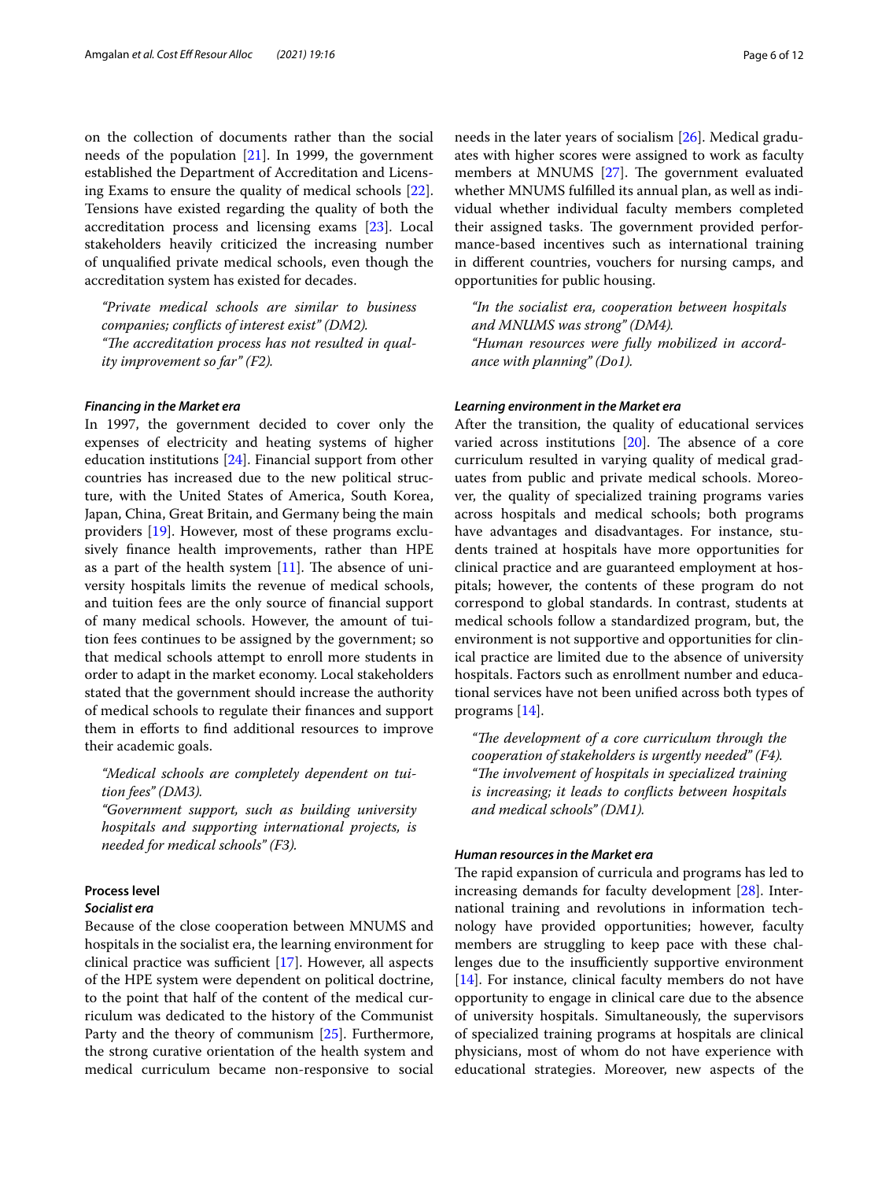on the collection of documents rather than the social needs of the population [21]. In 1999, the government established the Department of Accreditation and Licensing Exams to ensure the quality of medical schools [22]. Tensions have existed regarding the quality of both the accreditation process and licensing exams [23]. Local stakeholders heavily criticized the increasing number of unqualified private medical schools, even though the accreditation system has existed for decades.

> *"Private medical schools are similar to business companies; conflicts of interest exist" (DM2).*
> *"The accreditation process has not resulted in quality improvement so far" (F2).*

#### *Financing in the Market era*

In 1997, the government decided to cover only the expenses of electricity and heating systems of higher education institutions [24]. Financial support from other countries has increased due to the new political structure, with the United States of America, South Korea, Japan, China, Great Britain, and Germany being the main providers [19]. However, most of these programs exclusively finance health improvements, rather than HPE as a part of the health system [11]. The absence of university hospitals limits the revenue of medical schools, and tuition fees are the only source of financial support of many medical schools. However, the amount of tuition fees continues to be assigned by the government; so that medical schools attempt to enroll more students in order to adapt in the market economy. Local stakeholders stated that the government should increase the authority of medical schools to regulate their finances and support them in efforts to find additional resources to improve their academic goals.

> *"Medical schools are completely dependent on tuition fees" (DM3).*
> *"Government support, such as building university hospitals and supporting international projects, is needed for medical schools" (F3).*

### Process level

#### *Socialist era*

Because of the close cooperation between MNUMS and hospitals in the socialist era, the learning environment for clinical practice was sufficient [17]. However, all aspects of the HPE system were dependent on political doctrine, to the point that half of the content of the medical curriculum was dedicated to the history of the Communist Party and the theory of communism [25]. Furthermore, the strong curative orientation of the health system and medical curriculum became non-responsive to social needs in the later years of socialism [26]. Medical graduates with higher scores were assigned to work as faculty members at MNUMS [27]. The government evaluated whether MNUMS fulfilled its annual plan, as well as individual whether individual faculty members completed their assigned tasks. The government provided performance-based incentives such as international training in different countries, vouchers for nursing camps, and opportunities for public housing.

> *"In the socialist era, cooperation between hospitals and MNUMS was strong" (DM4).*
> *"Human resources were fully mobilized in accordance with planning" (Do1).*

#### *Learning environment in the Market era*

After the transition, the quality of educational services varied across institutions [20]. The absence of a core curriculum resulted in varying quality of medical graduates from public and private medical schools. Moreover, the quality of specialized training programs varies across hospitals and medical schools; both programs have advantages and disadvantages. For instance, students trained at hospitals have more opportunities for clinical practice and are guaranteed employment at hospitals; however, the contents of these program do not correspond to global standards. In contrast, students at medical schools follow a standardized program, but, the environment is not supportive and opportunities for clinical practice are limited due to the absence of university hospitals. Factors such as enrollment number and educational services have not been unified across both types of programs [14].

> *"The development of a core curriculum through the cooperation of stakeholders is urgently needed" (F4).*
> *"The involvement of hospitals in specialized training is increasing; it leads to conflicts between hospitals and medical schools" (DM1).*

#### *Human resources in the Market era*

The rapid expansion of curricula and programs has led to increasing demands for faculty development [28]. International training and revolutions in information technology have provided opportunities; however, faculty members are struggling to keep pace with these challenges due to the insufficiently supportive environment [14]. For instance, clinical faculty members do not have opportunity to engage in clinical care due to the absence of university hospitals. Simultaneously, the supervisors of specialized training programs at hospitals are clinical physicians, most of whom do not have experience with educational strategies. Moreover, new aspects of the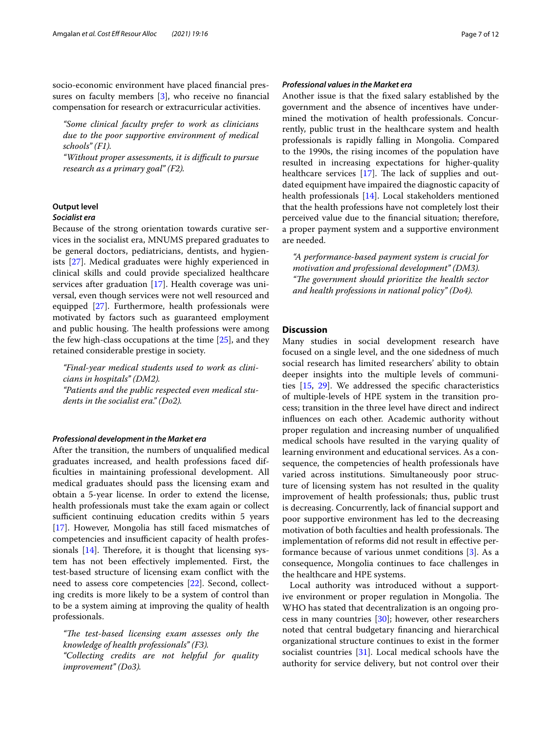socio-economic environment have placed financial pressures on faculty members [3], who receive no financial compensation for research or extracurricular activities.

> *"Some clinical faculty prefer to work as clinicians due to the poor supportive environment of medical schools" (F1).*
>
> *"Without proper assessments, it is difficult to pursue research as a primary goal" (F2).*

### Output level

#### *Socialist era*

Because of the strong orientation towards curative services in the socialist era, MNUMS prepared graduates to be general doctors, pediatricians, dentists, and hygienists [27]. Medical graduates were highly experienced in clinical skills and could provide specialized healthcare services after graduation [17]. Health coverage was universal, even though services were not well resourced and equipped [27]. Furthermore, health professionals were motivated by factors such as guaranteed employment and public housing. The health professions were among the few high-class occupations at the time [25], and they retained considerable prestige in society.

> *"Final-year medical students used to work as clinicians in hospitals" (DM2).*
>
> *"Patients and the public respected even medical students in the socialist era." (Do2).*

#### *Professional development in the Market era*

After the transition, the numbers of unqualified medical graduates increased, and health professions faced difficulties in maintaining professional development. All medical graduates should pass the licensing exam and obtain a 5-year license. In order to extend the license, health professionals must take the exam again or collect sufficient continuing education credits within 5 years [17]. However, Mongolia has still faced mismatches of competencies and insufficient capacity of health professionals [14]. Therefore, it is thought that licensing system has not been effectively implemented. First, the test-based structure of licensing exam conflict with the need to assess core competencies [22]. Second, collecting credits is more likely to be a system of control than to be a system aiming at improving the quality of health professionals.

> *"The test-based licensing exam assesses only the knowledge of health professionals" (F3).*
>
> *"Collecting credits are not helpful for quality improvement" (Do3).*

#### *Professional values in the Market era*

Another issue is that the fixed salary established by the government and the absence of incentives have undermined the motivation of health professionals. Concurrently, public trust in the healthcare system and health professionals is rapidly falling in Mongolia. Compared to the 1990s, the rising incomes of the population have resulted in increasing expectations for higher-quality healthcare services [17]. The lack of supplies and outdated equipment have impaired the diagnostic capacity of health professionals [14]. Local stakeholders mentioned that the health professions have not completely lost their perceived value due to the financial situation; therefore, a proper payment system and a supportive environment are needed.

> *"A performance-based payment system is crucial for motivation and professional development" (DM3).*
>
> *"The government should prioritize the health sector and health professions in national policy" (Do4).*

## Discussion

Many studies in social development research have focused on a single level, and the one sidedness of much social research has limited researchers' ability to obtain deeper insights into the multiple levels of communities [15, 29]. We addressed the specific characteristics of multiple-levels of HPE system in the transition process; transition in the three level have direct and indirect influences on each other. Academic authority without proper regulation and increasing number of unqualified medical schools have resulted in the varying quality of learning environment and educational services. As a consequence, the competencies of health professionals have varied across institutions. Simultaneously poor structure of licensing system has not resulted in the quality improvement of health professionals; thus, public trust is decreasing. Concurrently, lack of financial support and poor supportive environment has led to the decreasing motivation of both faculties and health professionals. The implementation of reforms did not result in effective performance because of various unmet conditions [3]. As a consequence, Mongolia continues to face challenges in the healthcare and HPE systems.

Local authority was introduced without a supportive environment or proper regulation in Mongolia. The WHO has stated that decentralization is an ongoing process in many countries [30]; however, other researchers noted that central budgetary financing and hierarchical organizational structure continues to exist in the former socialist countries [31]. Local medical schools have the authority for service delivery, but not control over their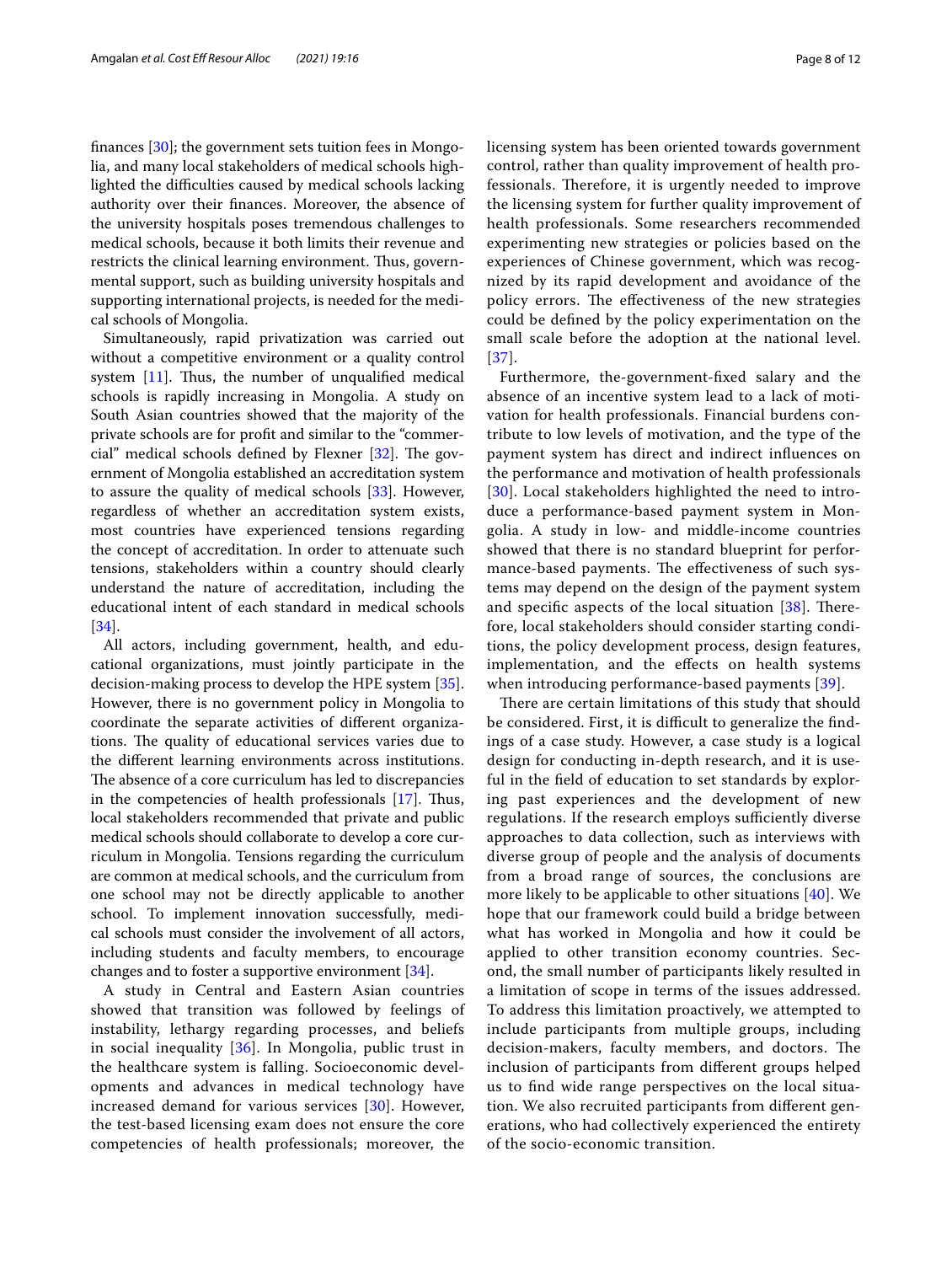finances [30]; the government sets tuition fees in Mongolia, and many local stakeholders of medical schools highlighted the difficulties caused by medical schools lacking authority over their finances. Moreover, the absence of the university hospitals poses tremendous challenges to medical schools, because it both limits their revenue and restricts the clinical learning environment. Thus, governmental support, such as building university hospitals and supporting international projects, is needed for the medical schools of Mongolia.

Simultaneously, rapid privatization was carried out without a competitive environment or a quality control system [11]. Thus, the number of unqualified medical schools is rapidly increasing in Mongolia. A study on South Asian countries showed that the majority of the private schools are for profit and similar to the "commercial" medical schools defined by Flexner [32]. The government of Mongolia established an accreditation system to assure the quality of medical schools [33]. However, regardless of whether an accreditation system exists, most countries have experienced tensions regarding the concept of accreditation. In order to attenuate such tensions, stakeholders within a country should clearly understand the nature of accreditation, including the educational intent of each standard in medical schools [34].

All actors, including government, health, and educational organizations, must jointly participate in the decision-making process to develop the HPE system [35]. However, there is no government policy in Mongolia to coordinate the separate activities of different organizations. The quality of educational services varies due to the different learning environments across institutions. The absence of a core curriculum has led to discrepancies in the competencies of health professionals [17]. Thus, local stakeholders recommended that private and public medical schools should collaborate to develop a core curriculum in Mongolia. Tensions regarding the curriculum are common at medical schools, and the curriculum from one school may not be directly applicable to another school. To implement innovation successfully, medical schools must consider the involvement of all actors, including students and faculty members, to encourage changes and to foster a supportive environment [34].

A study in Central and Eastern Asian countries showed that transition was followed by feelings of instability, lethargy regarding processes, and beliefs in social inequality [36]. In Mongolia, public trust in the healthcare system is falling. Socioeconomic developments and advances in medical technology have increased demand for various services [30]. However, the test-based licensing exam does not ensure the core competencies of health professionals; moreover, the licensing system has been oriented towards government control, rather than quality improvement of health professionals. Therefore, it is urgently needed to improve the licensing system for further quality improvement of health professionals. Some researchers recommended experimenting new strategies or policies based on the experiences of Chinese government, which was recognized by its rapid development and avoidance of the policy errors. The effectiveness of the new strategies could be defined by the policy experimentation on the small scale before the adoption at the national level. [37].

Furthermore, the-government-fixed salary and the absence of an incentive system lead to a lack of motivation for health professionals. Financial burdens contribute to low levels of motivation, and the type of the payment system has direct and indirect influences on the performance and motivation of health professionals [30]. Local stakeholders highlighted the need to introduce a performance-based payment system in Mongolia. A study in low- and middle-income countries showed that there is no standard blueprint for performance-based payments. The effectiveness of such systems may depend on the design of the payment system and specific aspects of the local situation [38]. Therefore, local stakeholders should consider starting conditions, the policy development process, design features, implementation, and the effects on health systems when introducing performance-based payments [39].

There are certain limitations of this study that should be considered. First, it is difficult to generalize the findings of a case study. However, a case study is a logical design for conducting in-depth research, and it is useful in the field of education to set standards by exploring past experiences and the development of new regulations. If the research employs sufficiently diverse approaches to data collection, such as interviews with diverse group of people and the analysis of documents from a broad range of sources, the conclusions are more likely to be applicable to other situations [40]. We hope that our framework could build a bridge between what has worked in Mongolia and how it could be applied to other transition economy countries. Second, the small number of participants likely resulted in a limitation of scope in terms of the issues addressed. To address this limitation proactively, we attempted to include participants from multiple groups, including decision-makers, faculty members, and doctors. The inclusion of participants from different groups helped us to find wide range perspectives on the local situation. We also recruited participants from different generations, who had collectively experienced the entirety of the socio-economic transition.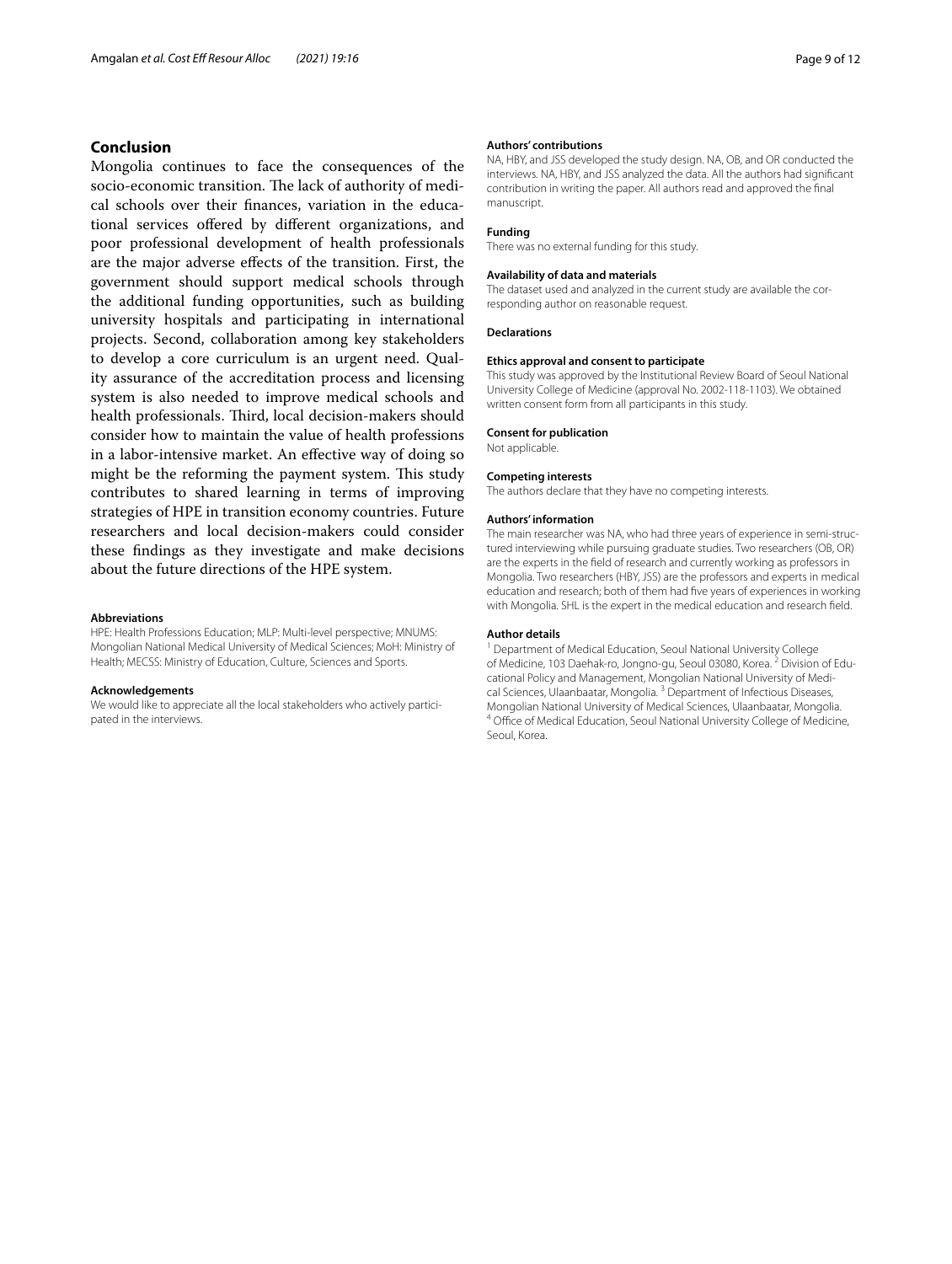## Conclusion

Mongolia continues to face the consequences of the socio-economic transition. The lack of authority of medical schools over their finances, variation in the educational services offered by different organizations, and poor professional development of health professionals are the major adverse effects of the transition. First, the government should support medical schools through the additional funding opportunities, such as building university hospitals and participating in international projects. Second, collaboration among key stakeholders to develop a core curriculum is an urgent need. Quality assurance of the accreditation process and licensing system is also needed to improve medical schools and health professionals. Third, local decision-makers should consider how to maintain the value of health professions in a labor-intensive market. An effective way of doing so might be the reforming the payment system. This study contributes to shared learning in terms of improving strategies of HPE in transition economy countries. Future researchers and local decision-makers could consider these findings as they investigate and make decisions about the future directions of the HPE system.

#### Abbreviations

HPE: Health Professions Education; MLP: Multi-level perspective; MNUMS: Mongolian National Medical University of Medical Sciences; MoH: Ministry of Health; MECSS: Ministry of Education, Culture, Sciences and Sports.

#### Acknowledgements

We would like to appreciate all the local stakeholders who actively participated in the interviews.

#### Authors' contributions

NA, HBY, and JSS developed the study design. NA, OB, and OR conducted the interviews. NA, HBY, and JSS analyzed the data. All the authors had significant contribution in writing the paper. All authors read and approved the final manuscript.

#### Funding

There was no external funding for this study.

#### Availability of data and materials

The dataset used and analyzed in the current study are available the corresponding author on reasonable request.

#### Declarations

#### Ethics approval and consent to participate

This study was approved by the Institutional Review Board of Seoul National University College of Medicine (approval No. 2002-118-1103). We obtained written consent form from all participants in this study.

#### Consent for publication

Not applicable.

#### Competing interests

The authors declare that they have no competing interests.

#### Authors' information

The main researcher was NA, who had three years of experience in semi-structured interviewing while pursuing graduate studies. Two researchers (OB, OR) are the experts in the field of research and currently working as professors in Mongolia. Two researchers (HBY, JSS) are the professors and experts in medical education and research; both of them had five years of experiences in working with Mongolia. SHL is the expert in the medical education and research field.

#### Author details

[1] Department of Medical Education, Seoul National University College of Medicine, 103 Daehak-ro, Jongno-gu, Seoul 03080, Korea. [2] Division of Educational Policy and Management, Mongolian National University of Medical Sciences, Ulaanbaatar, Mongolia. [3] Department of Infectious Diseases, Mongolian National University of Medical Sciences, Ulaanbaatar, Mongolia. [4] Office of Medical Education, Seoul National University College of Medicine, Seoul, Korea.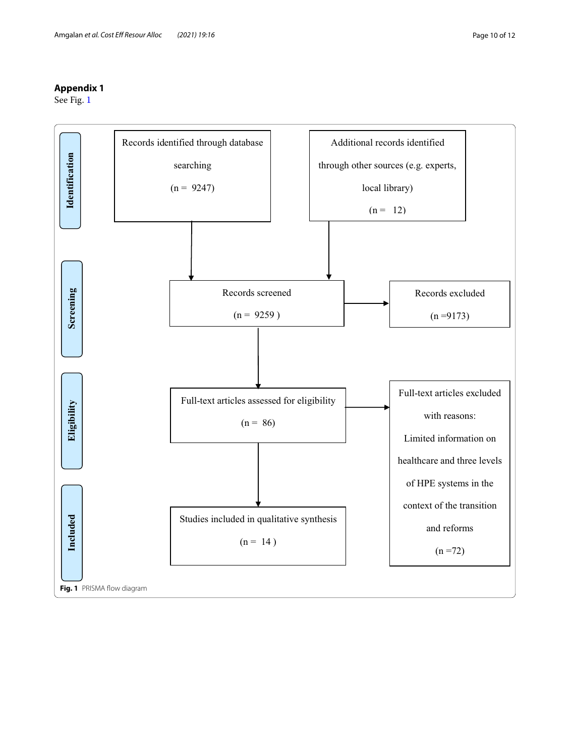## Appendix 1

See Fig. 1

**Identification**

Records identified through database searching (n = 9247)

Additional records identified through other sources (e.g. experts, local library) (n = 12)

**Screening**

Records screened (n = 9259 )

Records excluded (n =9173)

**Eligibility**

Full-text articles assessed for eligibility (n = 86)

Full-text articles excluded with reasons: Limited information on healthcare and three levels of HPE systems in the context of the transition and reforms (n =72)

**Included**

Studies included in qualitative synthesis (n = 14 )

**Fig. 1** PRISMA flow diagram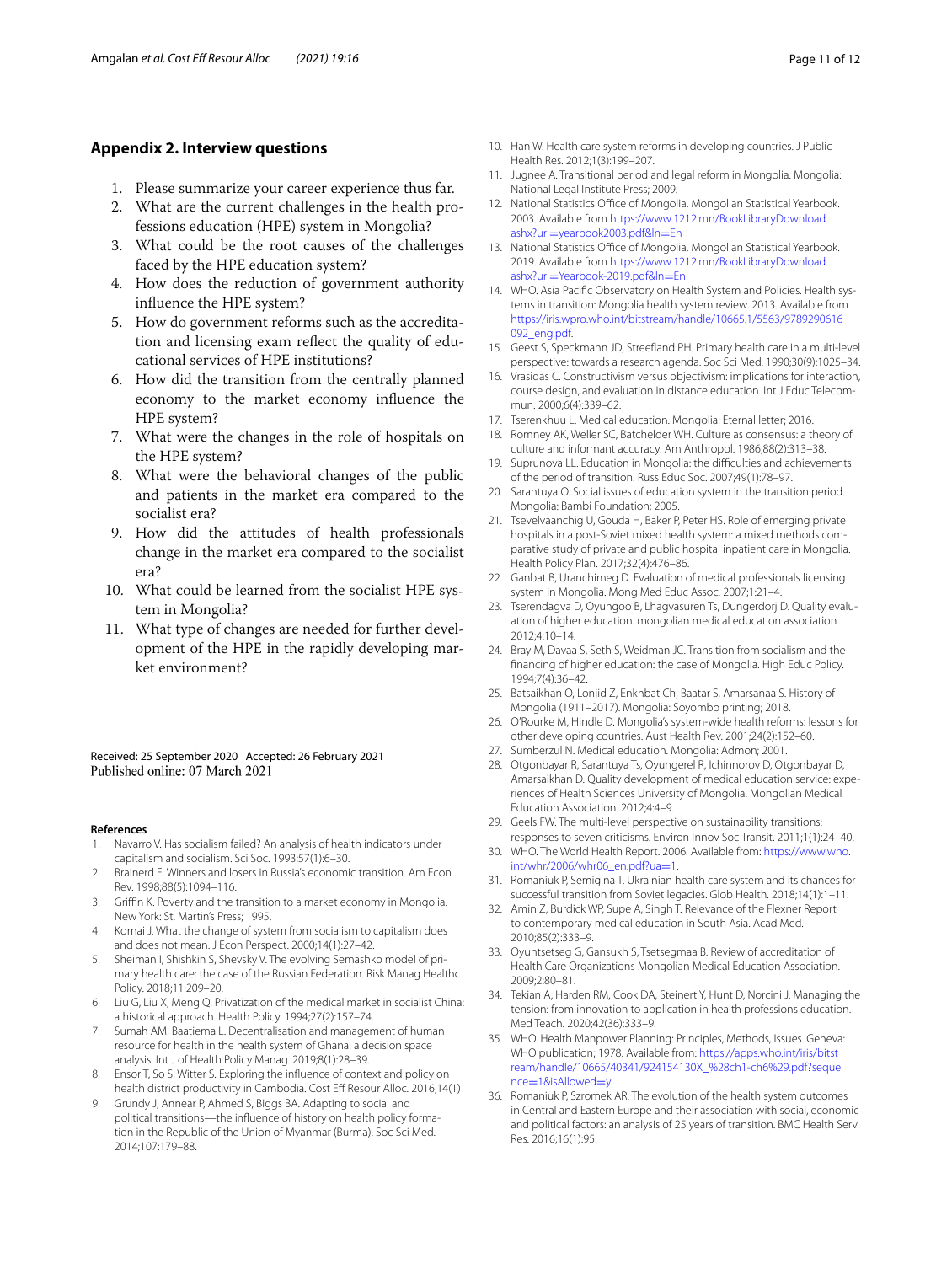## Appendix 2. Interview questions

1. Please summarize your career experience thus far.
2. What are the current challenges in the health professions education (HPE) system in Mongolia?
3. What could be the root causes of the challenges faced by the HPE education system?
4. How does the reduction of government authority influence the HPE system?
5. How do government reforms such as the accreditation and licensing exam reflect the quality of educational services of HPE institutions?
6. How did the transition from the centrally planned economy to the market economy influence the HPE system?
7. What were the changes in the role of hospitals on the HPE system?
8. What were the behavioral changes of the public and patients in the market era compared to the socialist era?
9. How did the attitudes of health professionals change in the market era compared to the socialist era?
10. What could be learned from the socialist HPE system in Mongolia?
11. What type of changes are needed for further development of the HPE in the rapidly developing market environment?

Received: 25 September 2020 Accepted: 26 February 2021
Published online: 07 March 2021

### References

1. Navarro V. Has socialism failed? An analysis of health indicators under capitalism and socialism. Sci Soc. 1993;57(1):6–30.
2. Brainerd E. Winners and losers in Russia's economic transition. Am Econ Rev. 1998;88(5):1094–116.
3. Griffin K. Poverty and the transition to a market economy in Mongolia. New York: St. Martin's Press; 1995.
4. Kornai J. What the change of system from socialism to capitalism does and does not mean. J Econ Perspect. 2000;14(1):27–42.
5. Sheiman I, Shishkin S, Shevsky V. The evolving Semashko model of primary health care: the case of the Russian Federation. Risk Manag Healthc Policy. 2018;11:209–20.
6. Liu G, Liu X, Meng Q. Privatization of the medical market in socialist China: a historical approach. Health Policy. 1994;27(2):157–74.
7. Sumah AM, Baatiema L. Decentralisation and management of human resource for health in the health system of Ghana: a decision space analysis. Int J of Health Policy Manag. 2019;8(1):28–39.
8. Ensor T, So S, Witter S. Exploring the influence of context and policy on health district productivity in Cambodia. Cost Eff Resour Alloc. 2016;14(1)
9. Grundy J, Annear P, Ahmed S, Biggs BA. Adapting to social and political transitions—the influence of history on health policy formation in the Republic of the Union of Myanmar (Burma). Soc Sci Med. 2014;107:179–88.
10. Han W. Health care system reforms in developing countries. J Public Health Res. 2012;1(3):199–207.
11. Jugnee A. Transitional period and legal reform in Mongolia. Mongolia: National Legal Institute Press; 2009.
12. National Statistics Office of Mongolia. Mongolian Statistical Yearbook. 2003. Available from https://www.1212.mn/BookLibraryDownload.ashx?url=yearbook2003.pdf&ln=En
13. National Statistics Office of Mongolia. Mongolian Statistical Yearbook. 2019. Available from https://www.1212.mn/BookLibraryDownload.ashx?url=Yearbook-2019.pdf&ln=En
14. WHO. Asia Pacific Observatory on Health System and Policies. Health systems in transition: Mongolia health system review. 2013. Available from https://iris.wpro.who.int/bitstream/handle/10665.1/5563/9789290616092_eng.pdf.
15. Geest S, Speckmann JD, Streefland PH. Primary health care in a multi-level perspective: towards a research agenda. Soc Sci Med. 1990;30(9):1025–34.
16. Vrasidas C. Constructivism versus objectivism: implications for interaction, course design, and evaluation in distance education. Int J Educ Telecommun. 2000;6(4):339–62.
17. Tserenkhuu L. Medical education. Mongolia: Eternal letter; 2016.
18. Romney AK, Weller SC, Batchelder WH. Culture as consensus: a theory of culture and informant accuracy. Am Anthropol. 1986;88(2):313–38.
19. Suprunova LL. Education in Mongolia: the difficulties and achievements of the period of transition. Russ Educ Soc. 2007;49(1):78–97.
20. Sarantuya O. Social issues of education system in the transition period. Mongolia: Bambi Foundation; 2005.
21. Tsevelvaanchig U, Gouda H, Baker P, Peter HS. Role of emerging private hospitals in a post-Soviet mixed health system: a mixed methods comparative study of private and public hospital inpatient care in Mongolia. Health Policy Plan. 2017;32(4):476–86.
22. Ganbat B, Uranchimeg D. Evaluation of medical professionals licensing system in Mongolia. Mong Med Educ Assoc. 2007;1:21–4.
23. Tserendagva D, Oyungoo B, Lhagvasuren Ts, Dungerdorj D. Quality evaluation of higher education. mongolian medical education association. 2012;4:10–14.
24. Bray M, Davaa S, Seth S, Weidman JC. Transition from socialism and the financing of higher education: the case of Mongolia. High Educ Policy. 1994;7(4):36–42.
25. Batsaikhan O, Lonjid Z, Enkhbat Ch, Baatar S, Amarsanaa S. History of Mongolia (1911–2017). Mongolia: Soyombo printing; 2018.
26. O'Rourke M, Hindle D. Mongolia's system-wide health reforms: lessons for other developing countries. Aust Health Rev. 2001;24(2):152–60.
27. Sumberzul N. Medical education. Mongolia: Admon; 2001.
28. Otgonbayar R, Sarantuya Ts, Oyungerel R, Ichinnorov D, Otgonbayar D, Amarsaikhan D. Quality development of medical education service: experiences of Health Sciences University of Mongolia. Mongolian Medical Education Association. 2012;4:4–9.
29. Geels FW. The multi-level perspective on sustainability transitions: responses to seven criticisms. Environ Innov Soc Transit. 2011;1(1):24–40.
30. WHO. The World Health Report. 2006. Available from: https://www.who.int/whr/2006/whr06_en.pdf?ua=1.
31. Romaniuk P, Semigina T. Ukrainian health care system and its chances for successful transition from Soviet legacies. Glob Health. 2018;14(1):1–11.
32. Amin Z, Burdick WP, Supe A, Singh T. Relevance of the Flexner Report to contemporary medical education in South Asia. Acad Med. 2010;85(2):333–9.
33. Oyuntsetseg G, Gansukh S, Tsetsegmaa B. Review of accreditation of Health Care Organizations Mongolian Medical Education Association. 2009;2:80–81.
34. Tekian A, Harden RM, Cook DA, Steinert Y, Hunt D, Norcini J. Managing the tension: from innovation to application in health professions education. Med Teach. 2020;42(36):333–9.
35. WHO. Health Manpower Planning: Principles, Methods, Issues. Geneva: WHO publication; 1978. Available from: https://apps.who.int/iris/bitstream/handle/10665/40341/924154130X_%28ch1-ch6%29.pdf?sequence=1&isAllowed=y.
36. Romaniuk P, Szromek AR. The evolution of the health system outcomes in Central and Eastern Europe and their association with social, economic and political factors: an analysis of 25 years of transition. BMC Health Serv Res. 2016;16(1):95.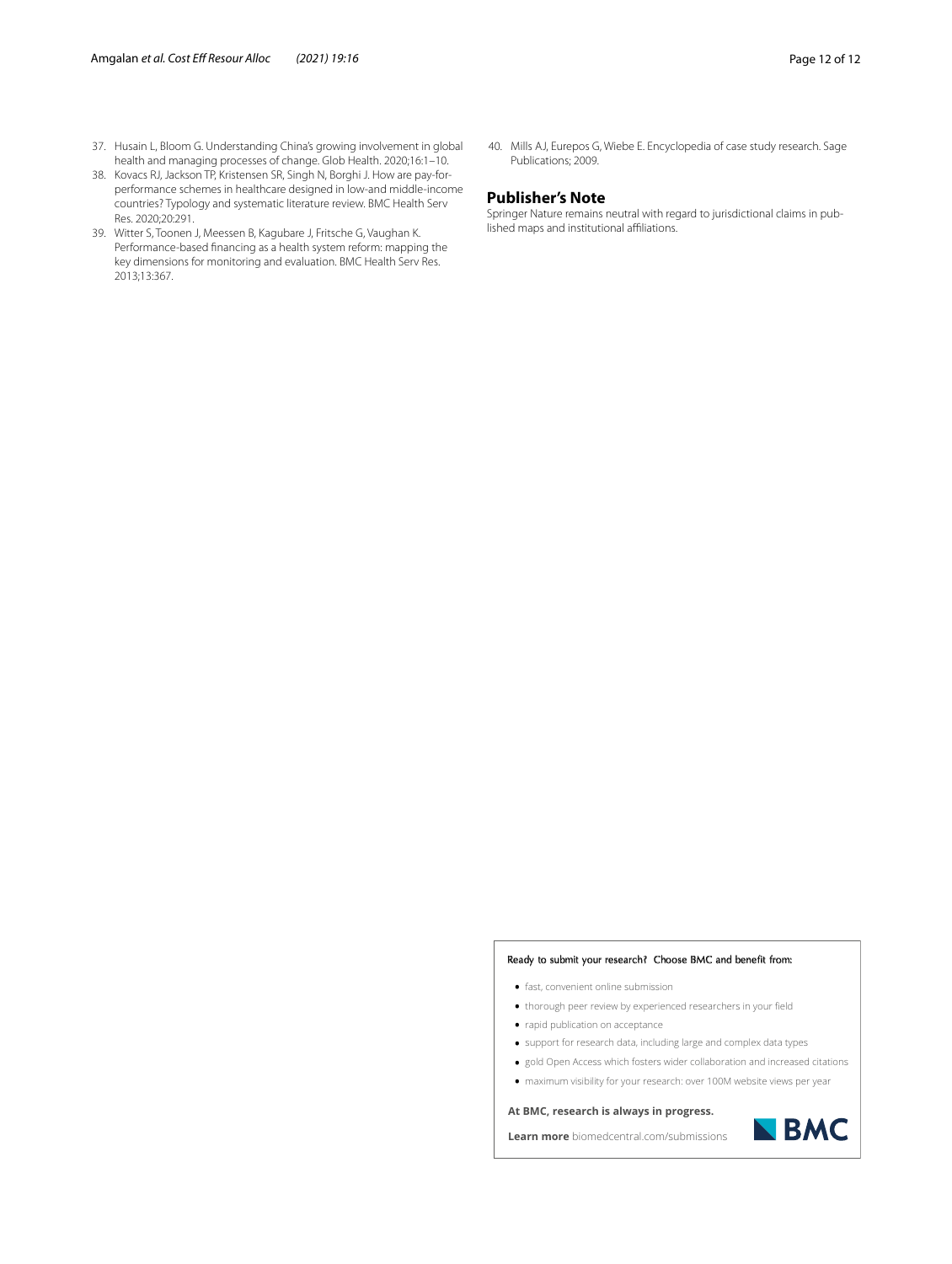37. Husain L, Bloom G. Understanding China's growing involvement in global health and managing processes of change. Glob Health. 2020;16:1–10.
38. Kovacs RJ, Jackson TP, Kristensen SR, Singh N, Borghi J. How are pay-for-performance schemes in healthcare designed in low-and middle-income countries? Typology and systematic literature review. BMC Health Serv Res. 2020;20:291.
39. Witter S, Toonen J, Meessen B, Kagubare J, Fritsche G, Vaughan K. Performance-based financing as a health system reform: mapping the key dimensions for monitoring and evaluation. BMC Health Serv Res. 2013;13:367.
40. Mills AJ, Eurepos G, Wiebe E. Encyclopedia of case study research. Sage Publications; 2009.

## Publisher's Note

Springer Nature remains neutral with regard to jurisdictional claims in published maps and institutional affiliations.

Ready to submit your research? Choose BMC and benefit from:

- fast, convenient online submission
- thorough peer review by experienced researchers in your field
- rapid publication on acceptance
- support for research data, including large and complex data types
- gold Open Access which fosters wider collaboration and increased citations
- maximum visibility for your research: over 100M website views per year

**At BMC, research is always in progress.**

**Learn more** biomedcentral.com/submissions

BMC